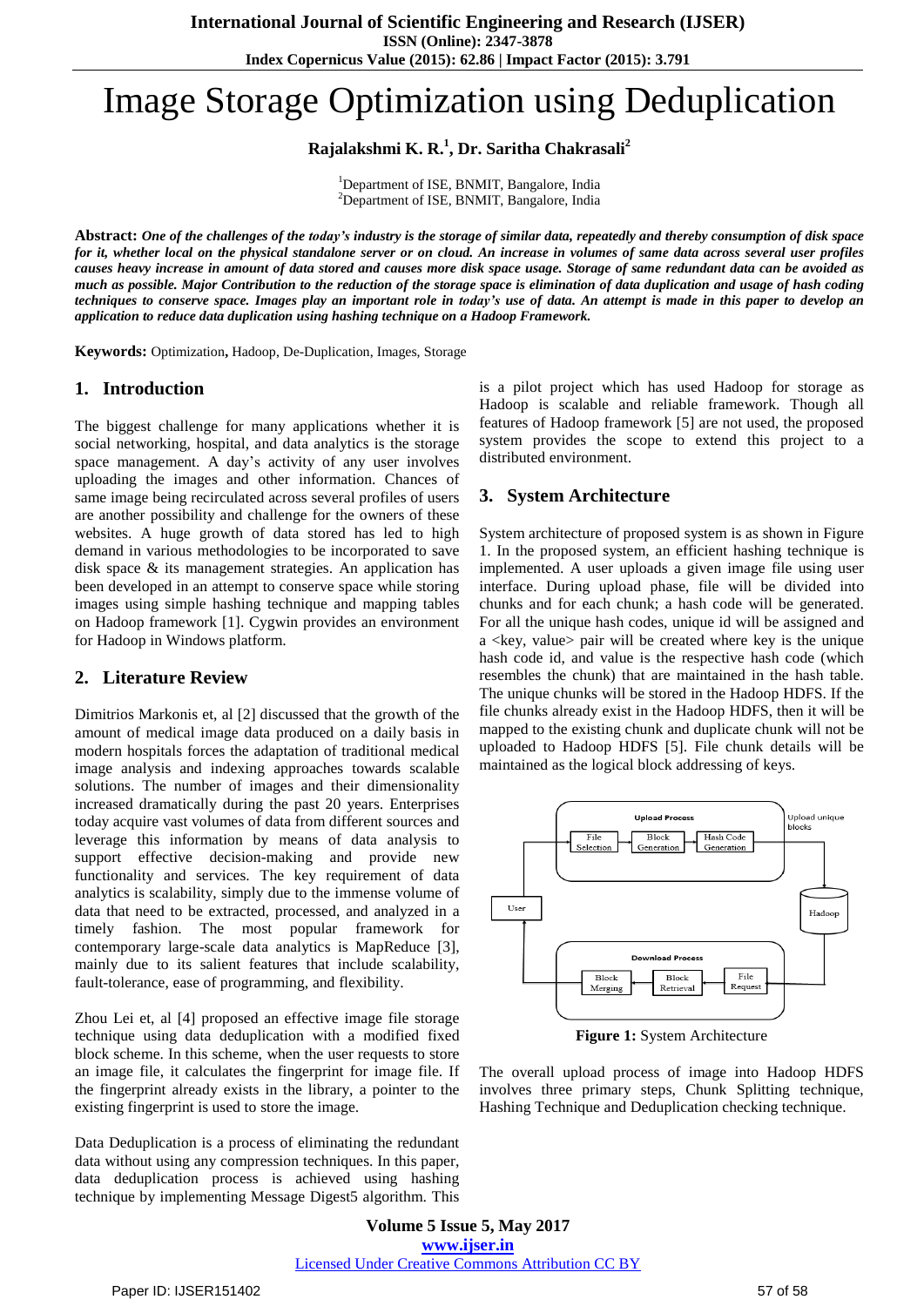# Image Storage Optimization using Deduplication

**Rajalakshmi K. R.[1], Dr. Saritha Chakrasali[2]**

[1]Department of ISE, BNMIT, Bangalore, India
[2]Department of ISE, BNMIT, Bangalore, India

**Abstract:** ***One of the challenges of the today's industry is the storage of similar data, repeatedly and thereby consumption of disk space for it, whether local on the physical standalone server or on cloud. An increase in volumes of same data across several user profiles causes heavy increase in amount of data stored and causes more disk space usage. Storage of same redundant data can be avoided as much as possible. Major Contribution to the reduction of the storage space is elimination of data duplication and usage of hash coding techniques to conserve space. Images play an important role in today's use of data. An attempt is made in this paper to develop an application to reduce data duplication using hashing technique on a Hadoop Framework.***

**Keywords:** Optimization**,** Hadoop, De-Duplication, Images, Storage

## 1. Introduction

The biggest challenge for many applications whether it is social networking, hospital, and data analytics is the storage space management. A day's activity of any user involves uploading the images and other information. Chances of same image being recirculated across several profiles of users are another possibility and challenge for the owners of these websites. A huge growth of data stored has led to high demand in various methodologies to be incorporated to save disk space & its management strategies. An application has been developed in an attempt to conserve space while storing images using simple hashing technique and mapping tables on Hadoop framework [1]. Cygwin provides an environment for Hadoop in Windows platform.

## 2. Literature Review

Dimitrios Markonis et, al [2] discussed that the growth of the amount of medical image data produced on a daily basis in modern hospitals forces the adaptation of traditional medical image analysis and indexing approaches towards scalable solutions. The number of images and their dimensionality increased dramatically during the past 20 years. Enterprises today acquire vast volumes of data from different sources and leverage this information by means of data analysis to support effective decision-making and provide new functionality and services. The key requirement of data analytics is scalability, simply due to the immense volume of data that need to be extracted, processed, and analyzed in a timely fashion. The most popular framework for contemporary large-scale data analytics is MapReduce [3], mainly due to its salient features that include scalability, fault-tolerance, ease of programming, and flexibility.

Zhou Lei et, al [4] proposed an effective image file storage technique using data deduplication with a modified fixed block scheme. In this scheme, when the user requests to store an image file, it calculates the fingerprint for image file. If the fingerprint already exists in the library, a pointer to the existing fingerprint is used to store the image.

Data Deduplication is a process of eliminating the redundant data without using any compression techniques. In this paper, data deduplication process is achieved using hashing technique by implementing Message Digest5 algorithm. This is a pilot project which has used Hadoop for storage as Hadoop is scalable and reliable framework. Though all features of Hadoop framework [5] are not used, the proposed system provides the scope to extend this project to a distributed environment.

## 3. System Architecture

System architecture of proposed system is as shown in Figure 1. In the proposed system, an efficient hashing technique is implemented. A user uploads a given image file using user interface. During upload phase, file will be divided into chunks and for each chunk; a hash code will be generated. For all the unique hash codes, unique id will be assigned and a <key, value> pair will be created where key is the unique hash code id, and value is the respective hash code (which resembles the chunk) that are maintained in the hash table. The unique chunks will be stored in the Hadoop HDFS. If the file chunks already exist in the Hadoop HDFS, then it will be mapped to the existing chunk and duplicate chunk will not be uploaded to Hadoop HDFS [5]. File chunk details will be maintained as the logical block addressing of keys.

**Figure 1:** System Architecture

The overall upload process of image into Hadoop HDFS involves three primary steps, Chunk Splitting technique, Hashing Technique and Deduplication checking technique.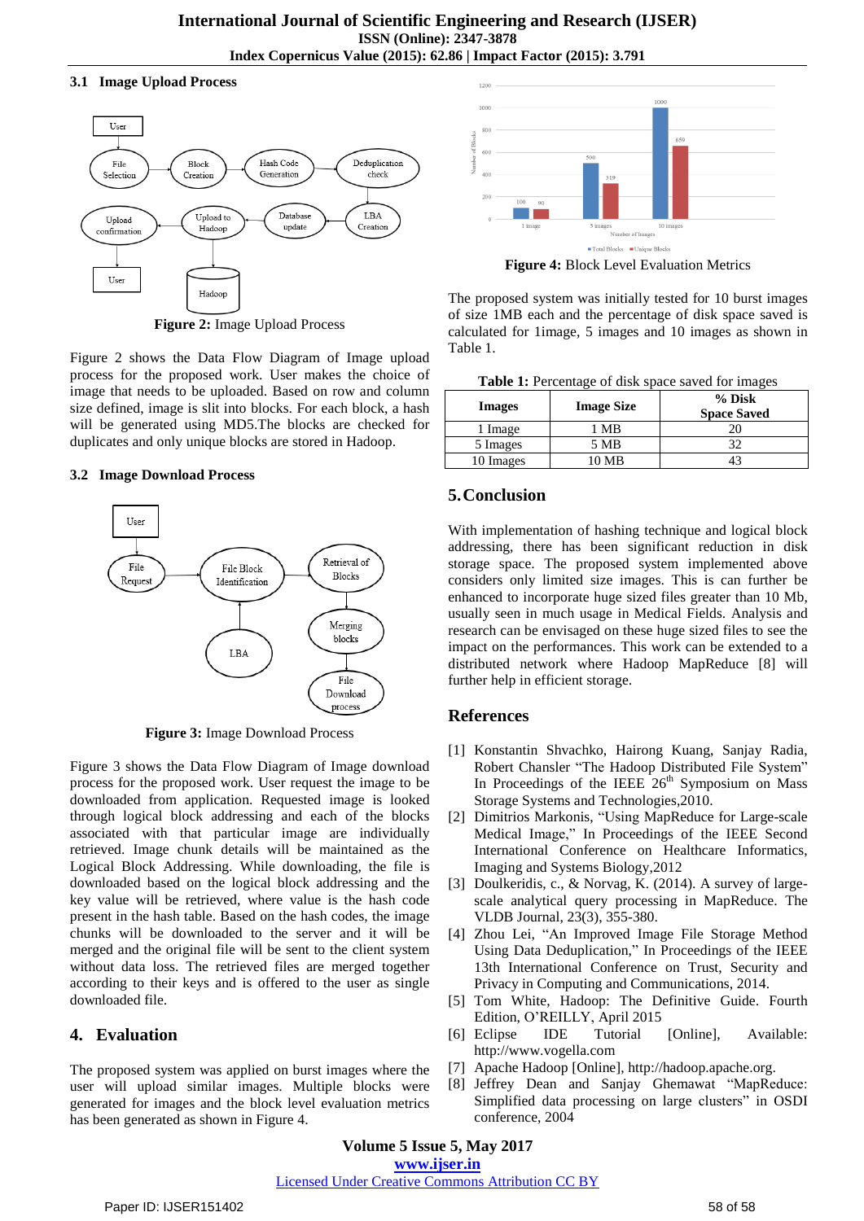### 3.1 Image Upload Process

User

File Selection

Block Creation

Hash Code Generation

Deduplication check

Upload confirmation

Upload to Hadoop

Database update

LBA Creation

User

Hadoop

**Figure 2:** Image Upload Process

Figure 2 shows the Data Flow Diagram of Image upload process for the proposed work. User makes the choice of image that needs to be uploaded. Based on row and column size defined, image is slit into blocks. For each block, a hash will be generated using MD5.The blocks are checked for duplicates and only unique blocks are stored in Hadoop.

### 3.2 Image Download Process

User

File Request

File Block Identification

Retrieval of Blocks

LBA

Merging blocks

File Download process

**Figure 3:** Image Download Process

Figure 3 shows the Data Flow Diagram of Image download process for the proposed work. User request the image to be downloaded from application. Requested image is looked through logical block addressing and each of the blocks associated with that particular image are individually retrieved. Image chunk details will be maintained as the Logical Block Addressing. While downloading, the file is downloaded based on the logical block addressing and the key value will be retrieved, where value is the hash code present in the hash table. Based on the hash codes, the image chunks will be downloaded to the server and it will be merged and the original file will be sent to the client system without data loss. The retrieved files are merged together according to their keys and is offered to the user as single downloaded file.

## 4. Evaluation

The proposed system was applied on burst images where the user will upload similar images. Multiple blocks were generated for images and the block level evaluation metrics has been generated as shown in Figure 4.

1200
1000
800
600
400
200
0
Number of Blocks
100
90
500
319
1000
659
1 image
5 images
10 images
Number of Images
Total Blocks
Unique Blocks

**Figure 4:** Block Level Evaluation Metrics

The proposed system was initially tested for 10 burst images of size 1MB each and the percentage of disk space saved is calculated for 1image, 5 images and 10 images as shown in Table 1.

**Table 1:** Percentage of disk space saved for images

| Images | Image Size | % Disk Space Saved |
|---|---|---|
| 1 Image | 1 MB | 20 |
| 5 Images | 5 MB | 32 |
| 10 Images | 10 MB | 43 |

## 5. Conclusion

With implementation of hashing technique and logical block addressing, there has been significant reduction in disk storage space. The proposed system implemented above considers only limited size images. This is can further be enhanced to incorporate huge sized files greater than 10 Mb, usually seen in much usage in Medical Fields. Analysis and research can be envisaged on these huge sized files to see the impact on the performances. This work can be extended to a distributed network where Hadoop MapReduce [8] will further help in efficient storage.

## References

[1] Konstantin Shvachko, Hairong Kuang, Sanjay Radia, Robert Chansler "The Hadoop Distributed File System" In Proceedings of the IEEE 26th Symposium on Mass Storage Systems and Technologies,2010.

[2] Dimitrios Markonis, "Using MapReduce for Large-scale Medical Image," In Proceedings of the IEEE Second International Conference on Healthcare Informatics, Imaging and Systems Biology,2012

[3] Doulkeridis, c., & Norvag, K. (2014). A survey of large-scale analytical query processing in MapReduce. The VLDB Journal, 23(3), 355-380.

[4] Zhou Lei, "An Improved Image File Storage Method Using Data Deduplication," In Proceedings of the IEEE 13th International Conference on Trust, Security and Privacy in Computing and Communications, 2014.

[5] Tom White, Hadoop: The Definitive Guide. Fourth Edition, O'REILLY, April 2015

[6] Eclipse IDE Tutorial [Online], Available: http://www.vogella.com

[7] Apache Hadoop [Online], http://hadoop.apache.org.

[8] Jeffrey Dean and Sanjay Ghemawat "MapReduce: Simplified data processing on large clusters" in OSDI conference, 2004